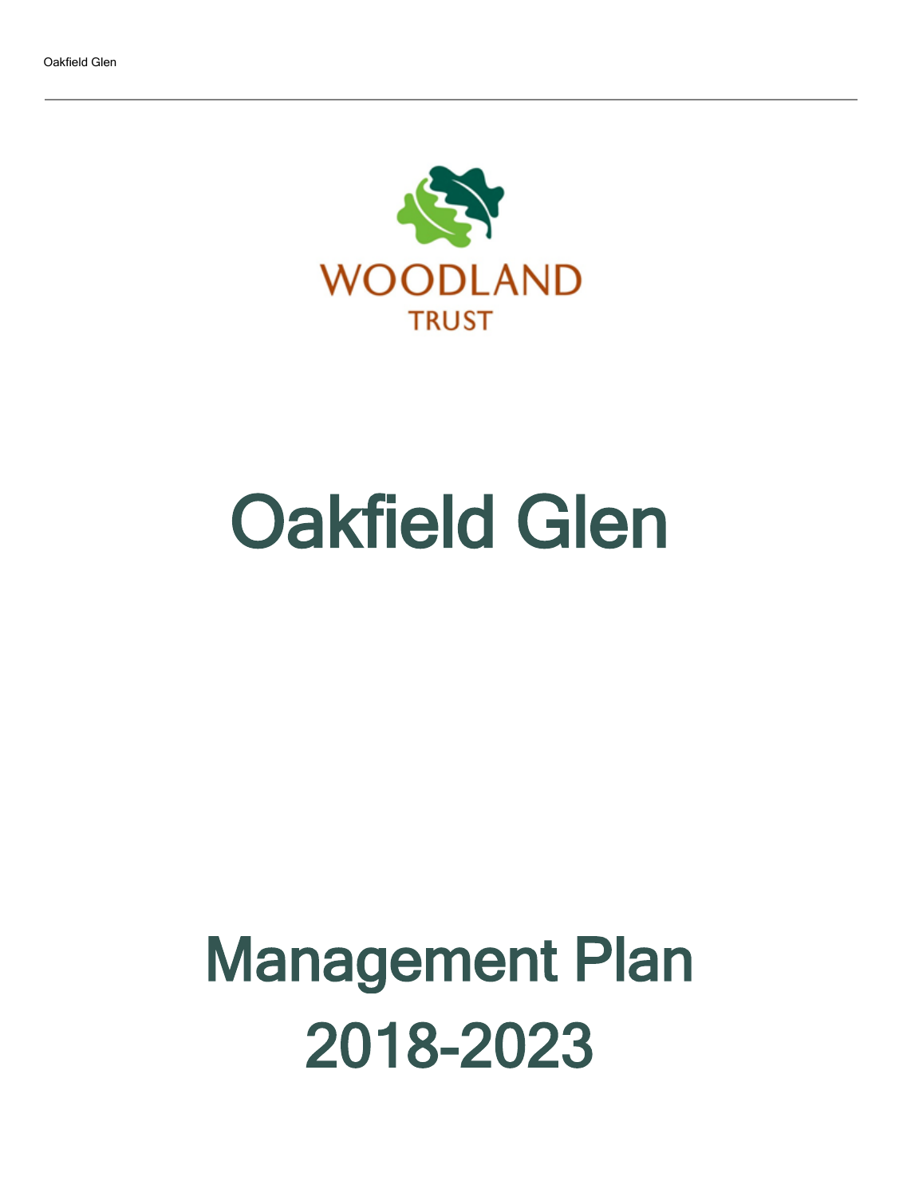WOODLAND TRUST

# Oakfield Glen

# Management Plan 2018-2023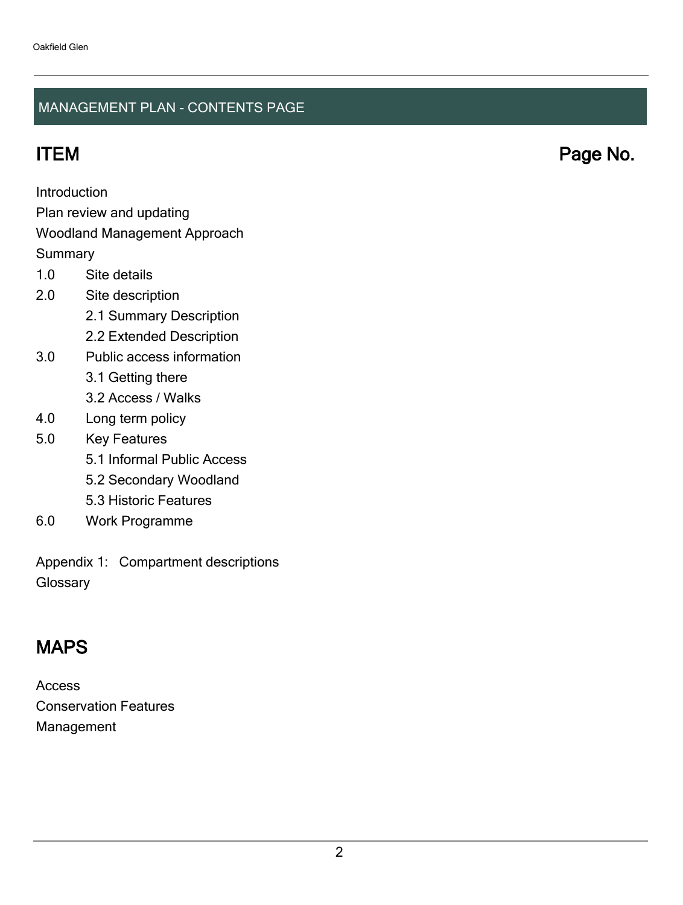## MANAGEMENT PLAN - CONTENTS PAGE

| ITEM | Page No. |
|---|---|
| Introduction | |
| Plan review and updating | |
| Woodland Management Approach | |
| Summary | |
| 1.0 Site details | |
| 2.0 Site description | |
| 2.1 Summary Description | |
| 2.2 Extended Description | |
| 3.0 Public access information | |
| 3.1 Getting there | |
| 3.2 Access / Walks | |
| 4.0 Long term policy | |
| 5.0 Key Features | |
| 5.1 Informal Public Access | |
| 5.2 Secondary Woodland | |
| 5.3 Historic Features | |
| 6.0 Work Programme | |
| Appendix 1: Compartment descriptions | |
| Glossary | |

## MAPS

Access

Conservation Features

Management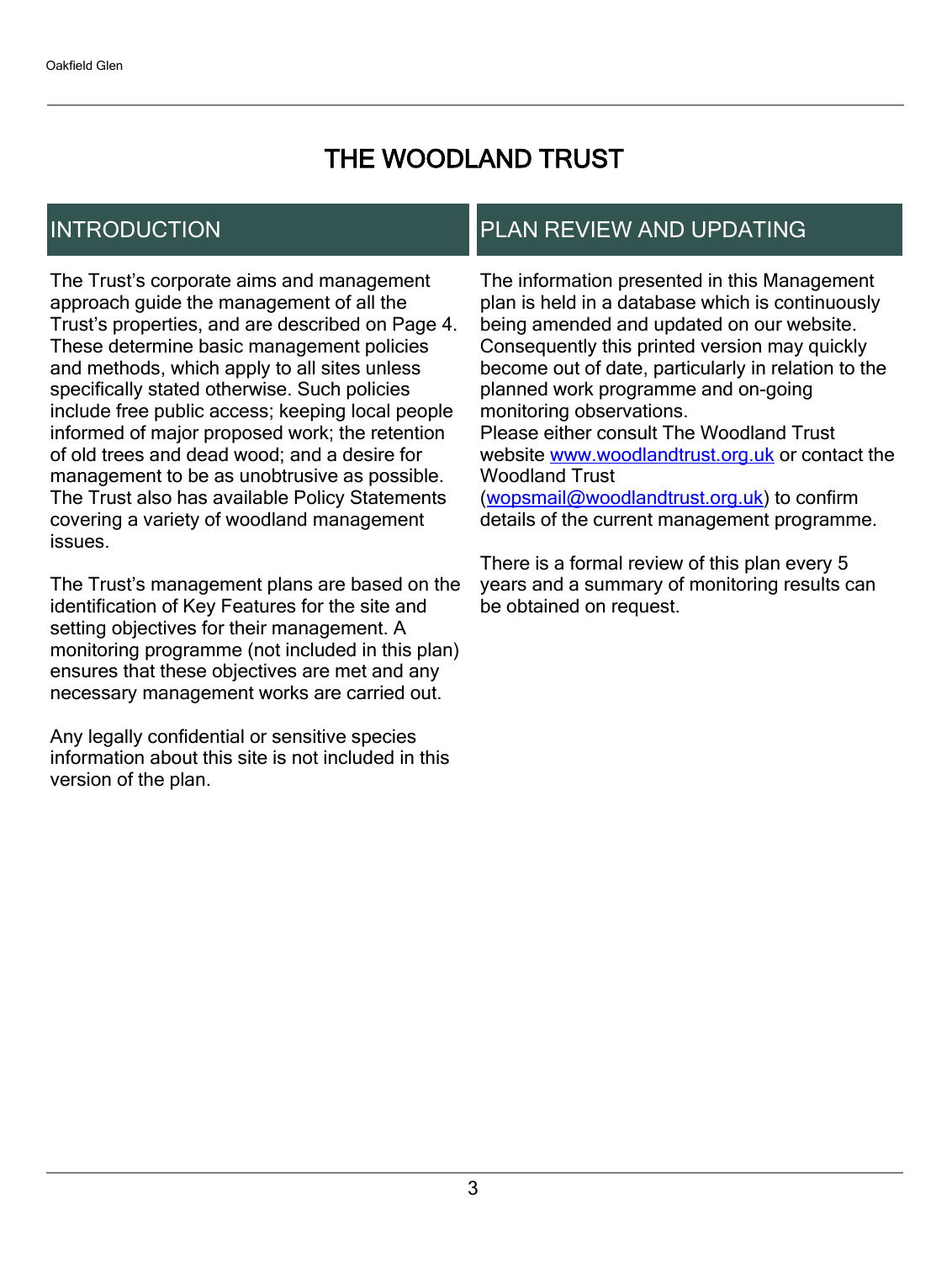# THE WOODLAND TRUST

## INTRODUCTION

The Trust's corporate aims and management approach guide the management of all the Trust's properties, and are described on Page 4. These determine basic management policies and methods, which apply to all sites unless specifically stated otherwise. Such policies include free public access; keeping local people informed of major proposed work; the retention of old trees and dead wood; and a desire for management to be as unobtrusive as possible. The Trust also has available Policy Statements covering a variety of woodland management issues.

The Trust's management plans are based on the identification of Key Features for the site and setting objectives for their management. A monitoring programme (not included in this plan) ensures that these objectives are met and any necessary management works are carried out.

Any legally confidential or sensitive species information about this site is not included in this version of the plan.

## PLAN REVIEW AND UPDATING

The information presented in this Management plan is held in a database which is continuously being amended and updated on our website. Consequently this printed version may quickly become out of date, particularly in relation to the planned work programme and on-going monitoring observations.
Please either consult The Woodland Trust website [www.woodlandtrust.org.uk](http://www.woodlandtrust.org.uk) or contact the Woodland Trust ([wopsmail@woodlandtrust.org.uk](mailto:wopsmail@woodlandtrust.org.uk)) to confirm details of the current management programme.

There is a formal review of this plan every 5 years and a summary of monitoring results can be obtained on request.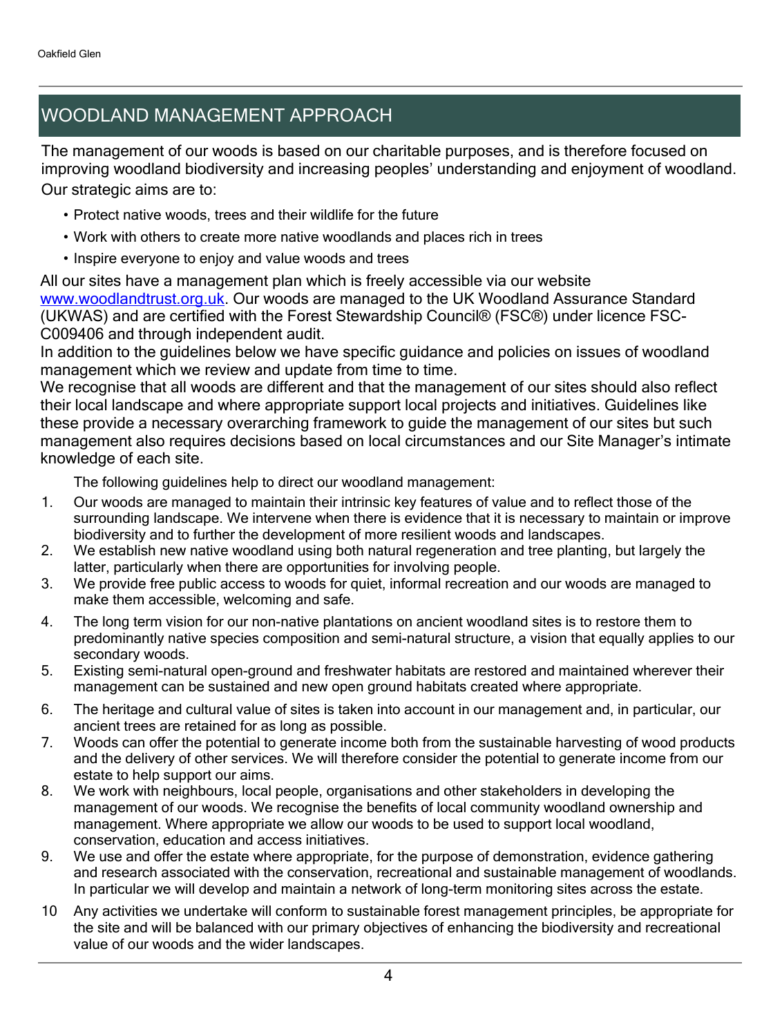# WOODLAND MANAGEMENT APPROACH

The management of our woods is based on our charitable purposes, and is therefore focused on improving woodland biodiversity and increasing peoples' understanding and enjoyment of woodland. Our strategic aims are to:

- Protect native woods, trees and their wildlife for the future
- Work with others to create more native woodlands and places rich in trees
- Inspire everyone to enjoy and value woods and trees

All our sites have a management plan which is freely accessible via our website [www.woodlandtrust.org.uk](http://www.woodlandtrust.org.uk). Our woods are managed to the UK Woodland Assurance Standard (UKWAS) and are certified with the Forest Stewardship Council® (FSC®) under licence FSC-C009406 and through independent audit.

In addition to the guidelines below we have specific guidance and policies on issues of woodland management which we review and update from time to time.

We recognise that all woods are different and that the management of our sites should also reflect their local landscape and where appropriate support local projects and initiatives. Guidelines like these provide a necessary overarching framework to guide the management of our sites but such management also requires decisions based on local circumstances and our Site Manager's intimate knowledge of each site.

The following guidelines help to direct our woodland management:

1. Our woods are managed to maintain their intrinsic key features of value and to reflect those of the surrounding landscape. We intervene when there is evidence that it is necessary to maintain or improve biodiversity and to further the development of more resilient woods and landscapes.
2. We establish new native woodland using both natural regeneration and tree planting, but largely the latter, particularly when there are opportunities for involving people.
3. We provide free public access to woods for quiet, informal recreation and our woods are managed to make them accessible, welcoming and safe.
4. The long term vision for our non-native plantations on ancient woodland sites is to restore them to predominantly native species composition and semi-natural structure, a vision that equally applies to our secondary woods.
5. Existing semi-natural open-ground and freshwater habitats are restored and maintained wherever their management can be sustained and new open ground habitats created where appropriate.
6. The heritage and cultural value of sites is taken into account in our management and, in particular, our ancient trees are retained for as long as possible.
7. Woods can offer the potential to generate income both from the sustainable harvesting of wood products and the delivery of other services. We will therefore consider the potential to generate income from our estate to help support our aims.
8. We work with neighbours, local people, organisations and other stakeholders in developing the management of our woods. We recognise the benefits of local community woodland ownership and management. Where appropriate we allow our woods to be used to support local woodland, conservation, education and access initiatives.
9. We use and offer the estate where appropriate, for the purpose of demonstration, evidence gathering and research associated with the conservation, recreational and sustainable management of woodlands. In particular we will develop and maintain a network of long-term monitoring sites across the estate.
10. Any activities we undertake will conform to sustainable forest management principles, be appropriate for the site and will be balanced with our primary objectives of enhancing the biodiversity and recreational value of our woods and the wider landscapes.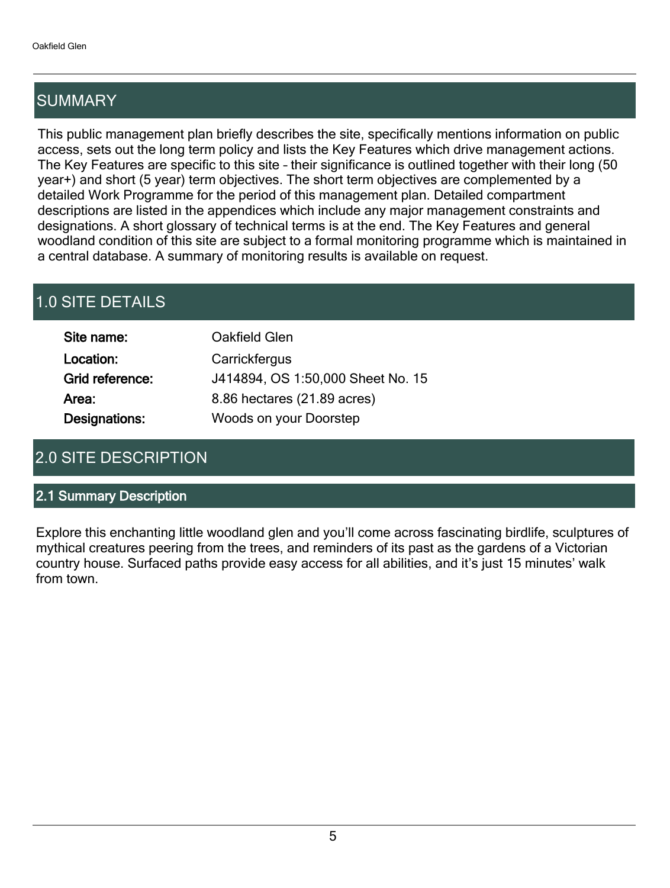## SUMMARY

This public management plan briefly describes the site, specifically mentions information on public access, sets out the long term policy and lists the Key Features which drive management actions. The Key Features are specific to this site – their significance is outlined together with their long (50 year+) and short (5 year) term objectives. The short term objectives are complemented by a detailed Work Programme for the period of this management plan. Detailed compartment descriptions are listed in the appendices which include any major management constraints and designations. A short glossary of technical terms is at the end. The Key Features and general woodland condition of this site are subject to a formal monitoring programme which is maintained in a central database. A summary of monitoring results is available on request.

## 1.0 SITE DETAILS

| | |
|---|---|
| **Site name:** | Oakfield Glen |
| **Location:** | Carrickfergus |
| **Grid reference:** | J414894, OS 1:50,000 Sheet No. 15 |
| **Area:** | 8.86 hectares (21.89 acres) |
| **Designations:** | Woods on your Doorstep |

## 2.0 SITE DESCRIPTION

### 2.1 Summary Description

Explore this enchanting little woodland glen and you'll come across fascinating birdlife, sculptures of mythical creatures peering from the trees, and reminders of its past as the gardens of a Victorian country house. Surfaced paths provide easy access for all abilities, and it's just 15 minutes' walk from town.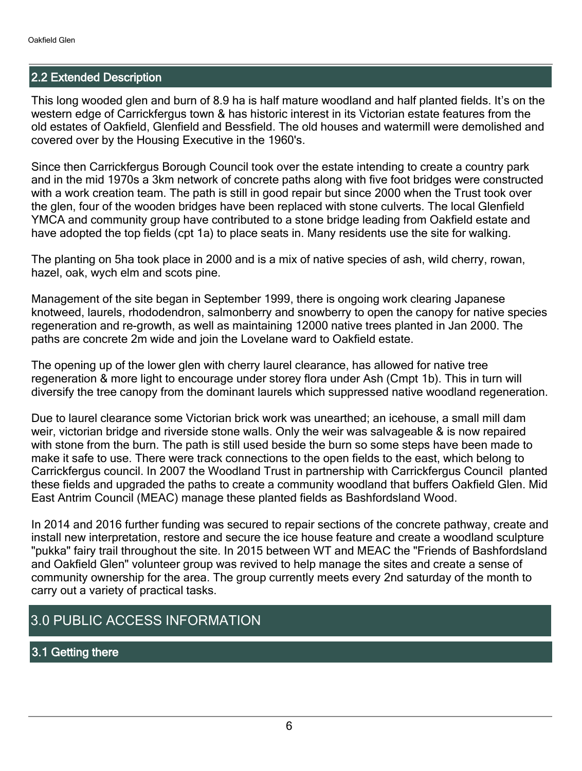## 2.2 Extended Description

This long wooded glen and burn of 8.9 ha is half mature woodland and half planted fields. It's on the western edge of Carrickfergus town & has historic interest in its Victorian estate features from the old estates of Oakfield, Glenfield and Bessfield. The old houses and watermill were demolished and covered over by the Housing Executive in the 1960's.

Since then Carrickfergus Borough Council took over the estate intending to create a country park and in the mid 1970s a 3km network of concrete paths along with five foot bridges were constructed with a work creation team. The path is still in good repair but since 2000 when the Trust took over the glen, four of the wooden bridges have been replaced with stone culverts. The local Glenfield YMCA and community group have contributed to a stone bridge leading from Oakfield estate and have adopted the top fields (cpt 1a) to place seats in. Many residents use the site for walking.

The planting on 5ha took place in 2000 and is a mix of native species of ash, wild cherry, rowan, hazel, oak, wych elm and scots pine.

Management of the site began in September 1999, there is ongoing work clearing Japanese knotweed, laurels, rhododendron, salmonberry and snowberry to open the canopy for native species regeneration and re-growth, as well as maintaining 12000 native trees planted in Jan 2000. The paths are concrete 2m wide and join the Lovelane ward to Oakfield estate.

The opening up of the lower glen with cherry laurel clearance, has allowed for native tree regeneration & more light to encourage under storey flora under Ash (Cmpt 1b). This in turn will diversify the tree canopy from the dominant laurels which suppressed native woodland regeneration.

Due to laurel clearance some Victorian brick work was unearthed; an icehouse, a small mill dam weir, victorian bridge and riverside stone walls. Only the weir was salvageable & is now repaired with stone from the burn. The path is still used beside the burn so some steps have been made to make it safe to use. There were track connections to the open fields to the east, which belong to Carrickfergus council. In 2007 the Woodland Trust in partnership with Carrickfergus Council planted these fields and upgraded the paths to create a community woodland that buffers Oakfield Glen. Mid East Antrim Council (MEAC) manage these planted fields as Bashfordsland Wood.

In 2014 and 2016 further funding was secured to repair sections of the concrete pathway, create and install new interpretation, restore and secure the ice house feature and create a woodland sculpture "pukka" fairy trail throughout the site. In 2015 between WT and MEAC the "Friends of Bashfordsland and Oakfield Glen" volunteer group was revived to help manage the sites and create a sense of community ownership for the area. The group currently meets every 2nd saturday of the month to carry out a variety of practical tasks.

# 3.0 PUBLIC ACCESS INFORMATION

## 3.1 Getting there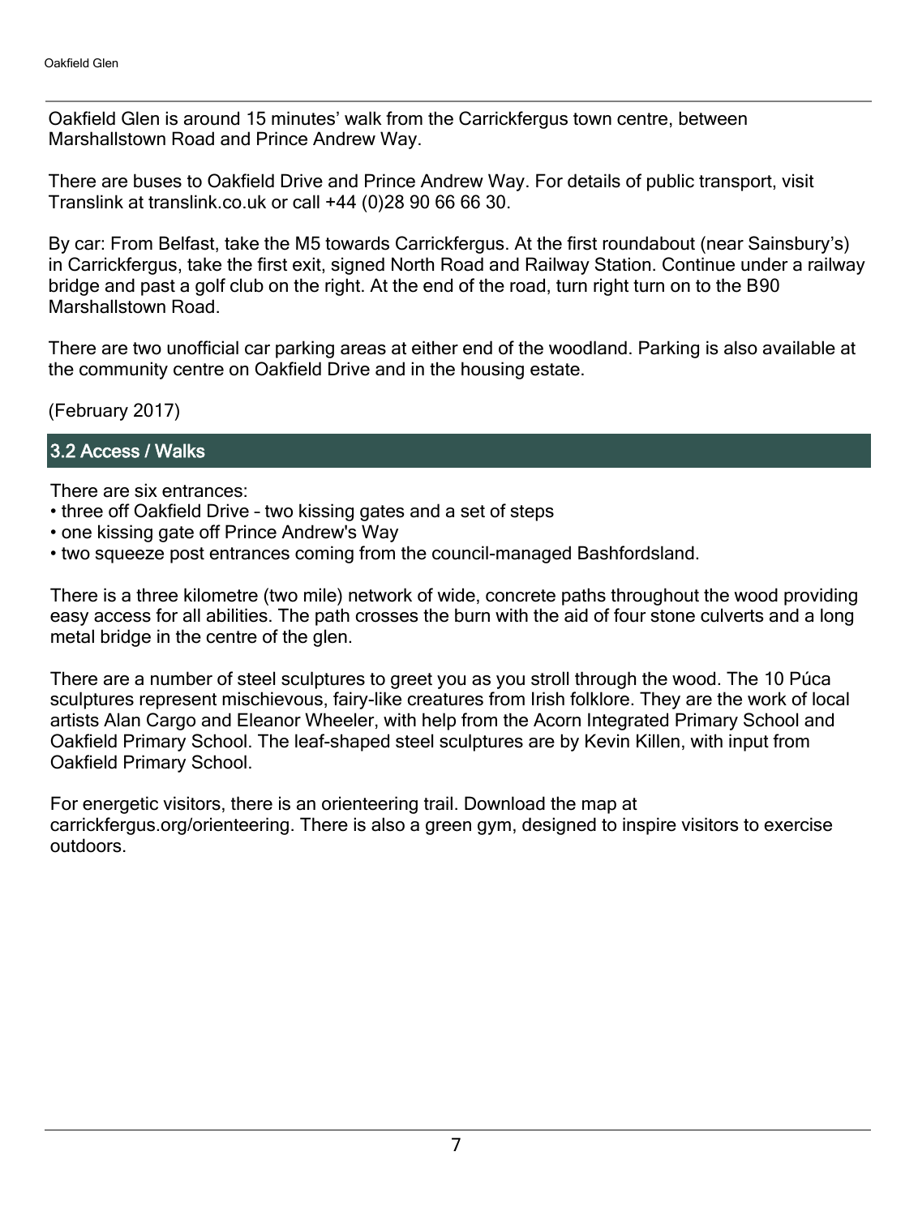Oakfield Glen is around 15 minutes' walk from the Carrickfergus town centre, between Marshallstown Road and Prince Andrew Way.

There are buses to Oakfield Drive and Prince Andrew Way. For details of public transport, visit Translink at translink.co.uk or call +44 (0)28 90 66 66 30.

By car: From Belfast, take the M5 towards Carrickfergus. At the first roundabout (near Sainsbury's) in Carrickfergus, take the first exit, signed North Road and Railway Station. Continue under a railway bridge and past a golf club on the right. At the end of the road, turn right turn on to the B90 Marshallstown Road.

There are two unofficial car parking areas at either end of the woodland. Parking is also available at the community centre on Oakfield Drive and in the housing estate.

(February 2017)

## 3.2 Access / Walks

There are six entrances:

- three off Oakfield Drive – two kissing gates and a set of steps
- one kissing gate off Prince Andrew's Way
- two squeeze post entrances coming from the council-managed Bashfordsland.

There is a three kilometre (two mile) network of wide, concrete paths throughout the wood providing easy access for all abilities. The path crosses the burn with the aid of four stone culverts and a long metal bridge in the centre of the glen.

There are a number of steel sculptures to greet you as you stroll through the wood. The 10 Púca sculptures represent mischievous, fairy-like creatures from Irish folklore. They are the work of local artists Alan Cargo and Eleanor Wheeler, with help from the Acorn Integrated Primary School and Oakfield Primary School. The leaf-shaped steel sculptures are by Kevin Killen, with input from Oakfield Primary School.

For energetic visitors, there is an orienteering trail. Download the map at carrickfergus.org/orienteering. There is also a green gym, designed to inspire visitors to exercise outdoors.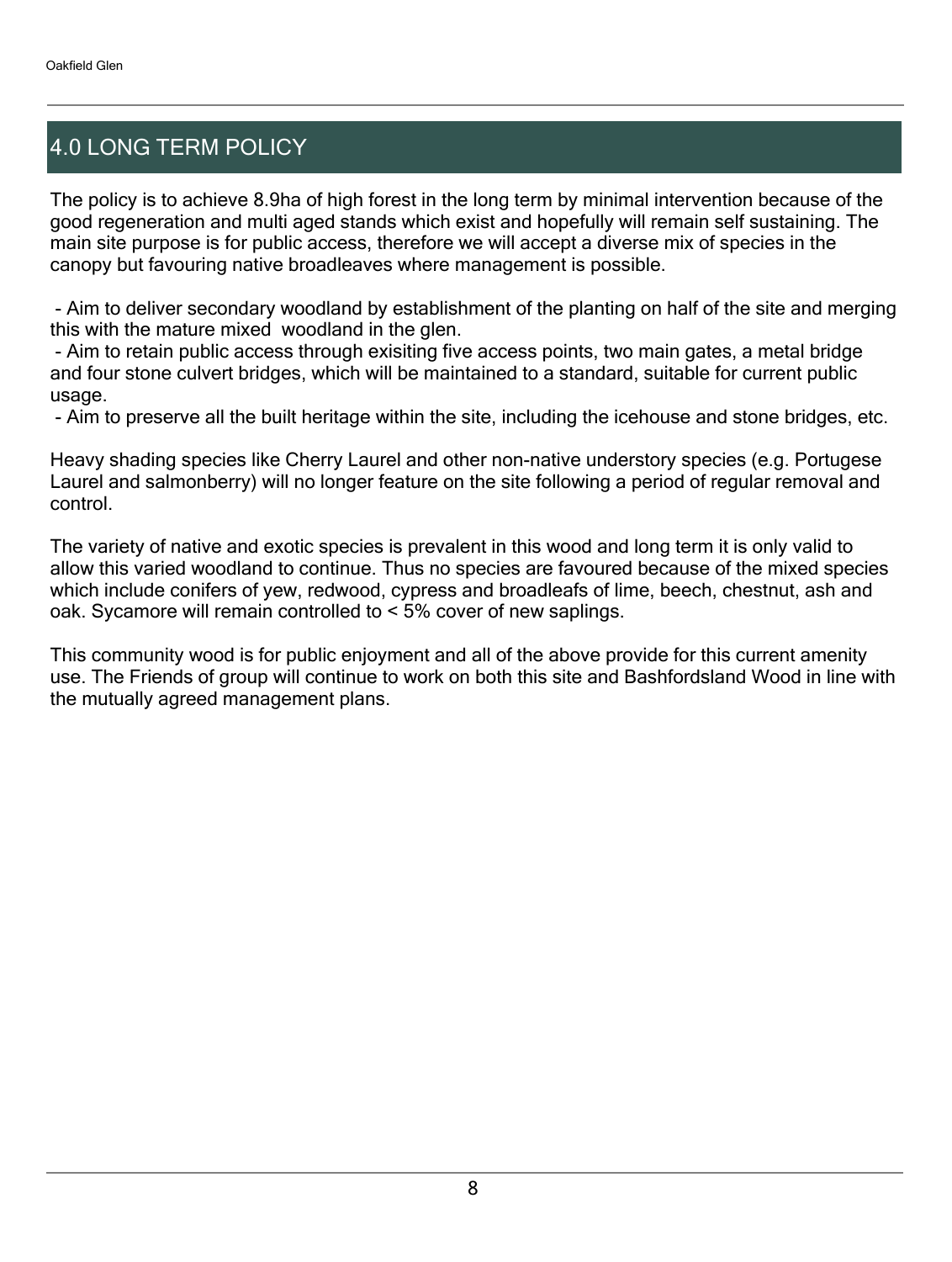# 4.0 LONG TERM POLICY

The policy is to achieve 8.9ha of high forest in the long term by minimal intervention because of the good regeneration and multi aged stands which exist and hopefully will remain self sustaining. The main site purpose is for public access, therefore we will accept a diverse mix of species in the canopy but favouring native broadleaves where management is possible.

- Aim to deliver secondary woodland by establishment of the planting on half of the site and merging this with the mature mixed woodland in the glen.
- Aim to retain public access through exisiting five access points, two main gates, a metal bridge and four stone culvert bridges, which will be maintained to a standard, suitable for current public usage.
- Aim to preserve all the built heritage within the site, including the icehouse and stone bridges, etc.

Heavy shading species like Cherry Laurel and other non-native understory species (e.g. Portugese Laurel and salmonberry) will no longer feature on the site following a period of regular removal and control.

The variety of native and exotic species is prevalent in this wood and long term it is only valid to allow this varied woodland to continue. Thus no species are favoured because of the mixed species which include conifers of yew, redwood, cypress and broadleafs of lime, beech, chestnut, ash and oak. Sycamore will remain controlled to < 5% cover of new saplings.

This community wood is for public enjoyment and all of the above provide for this current amenity use. The Friends of group will continue to work on both this site and Bashfordsland Wood in line with the mutually agreed management plans.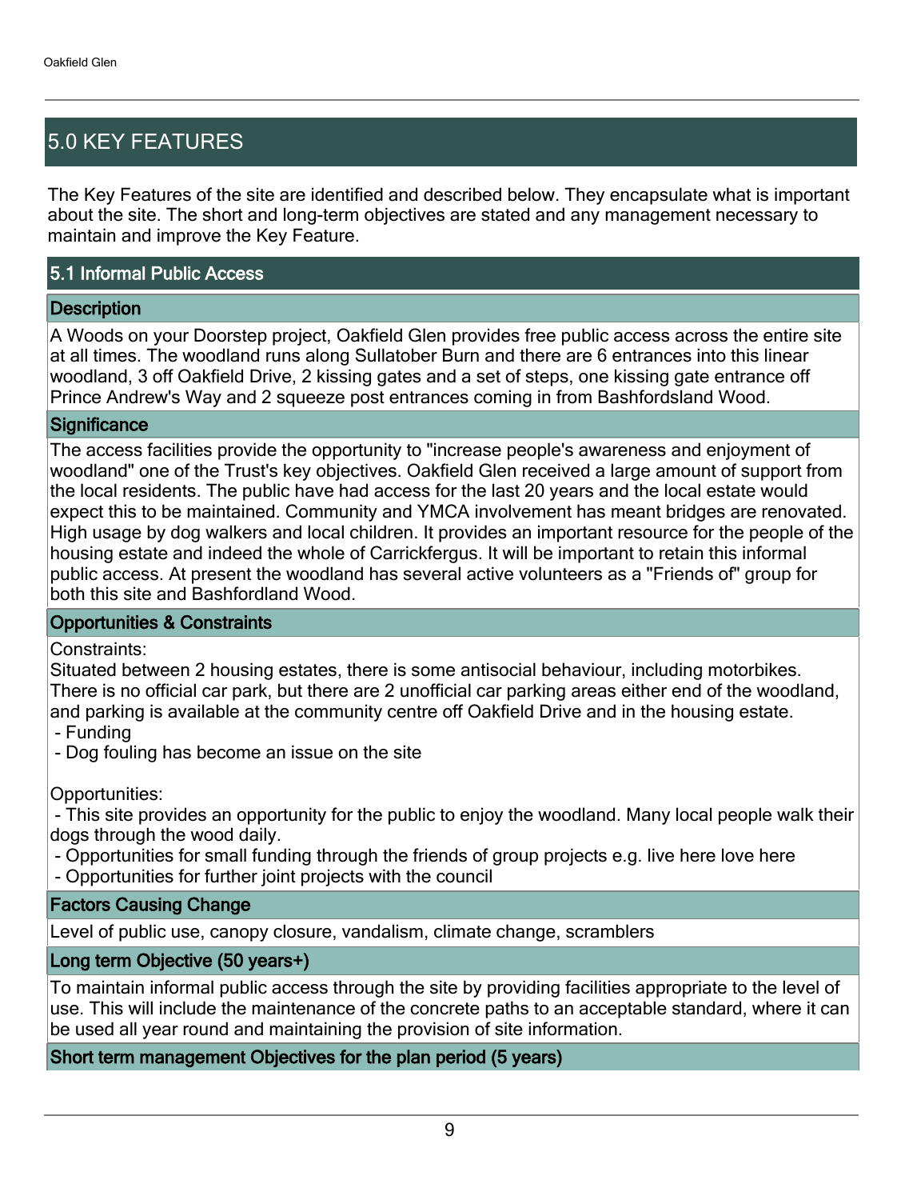## 5.0 KEY FEATURES

The Key Features of the site are identified and described below. They encapsulate what is important about the site. The short and long-term objectives are stated and any management necessary to maintain and improve the Key Feature.

### 5.1 Informal Public Access

#### Description

A Woods on your Doorstep project, Oakfield Glen provides free public access across the entire site at all times. The woodland runs along Sullatober Burn and there are 6 entrances into this linear woodland, 3 off Oakfield Drive, 2 kissing gates and a set of steps, one kissing gate entrance off Prince Andrew's Way and 2 squeeze post entrances coming in from Bashfordsland Wood.

#### Significance

The access facilities provide the opportunity to "increase people's awareness and enjoyment of woodland" one of the Trust's key objectives. Oakfield Glen received a large amount of support from the local residents. The public have had access for the last 20 years and the local estate would expect this to be maintained. Community and YMCA involvement has meant bridges are renovated. High usage by dog walkers and local children. It provides an important resource for the people of the housing estate and indeed the whole of Carrickfergus. It will be important to retain this informal public access. At present the woodland has several active volunteers as a "Friends of" group for both this site and Bashfordland Wood.

#### Opportunities & Constraints

Constraints:
Situated between 2 housing estates, there is some antisocial behaviour, including motorbikes. There is no official car park, but there are 2 unofficial car parking areas either end of the woodland, and parking is available at the community centre off Oakfield Drive and in the housing estate.
- Funding
- Dog fouling has become an issue on the site

Opportunities:
- This site provides an opportunity for the public to enjoy the woodland. Many local people walk their dogs through the wood daily.
- Opportunities for small funding through the friends of group projects e.g. live here love here
- Opportunities for further joint projects with the council

#### Factors Causing Change

Level of public use, canopy closure, vandalism, climate change, scramblers

#### Long term Objective (50 years+)

To maintain informal public access through the site by providing facilities appropriate to the level of use. This will include the maintenance of the concrete paths to an acceptable standard, where it can be used all year round and maintaining the provision of site information.

#### Short term management Objectives for the plan period (5 years)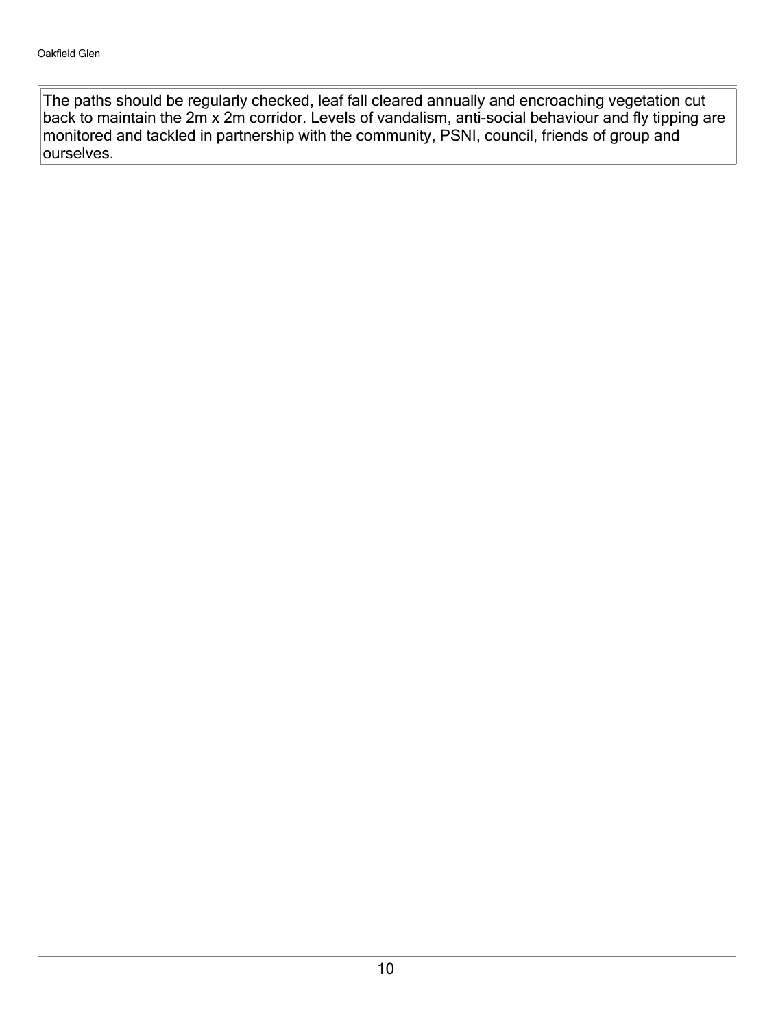The paths should be regularly checked, leaf fall cleared annually and encroaching vegetation cut back to maintain the 2m x 2m corridor. Levels of vandalism, anti-social behaviour and fly tipping are monitored and tackled in partnership with the community, PSNI, council, friends of group and ourselves.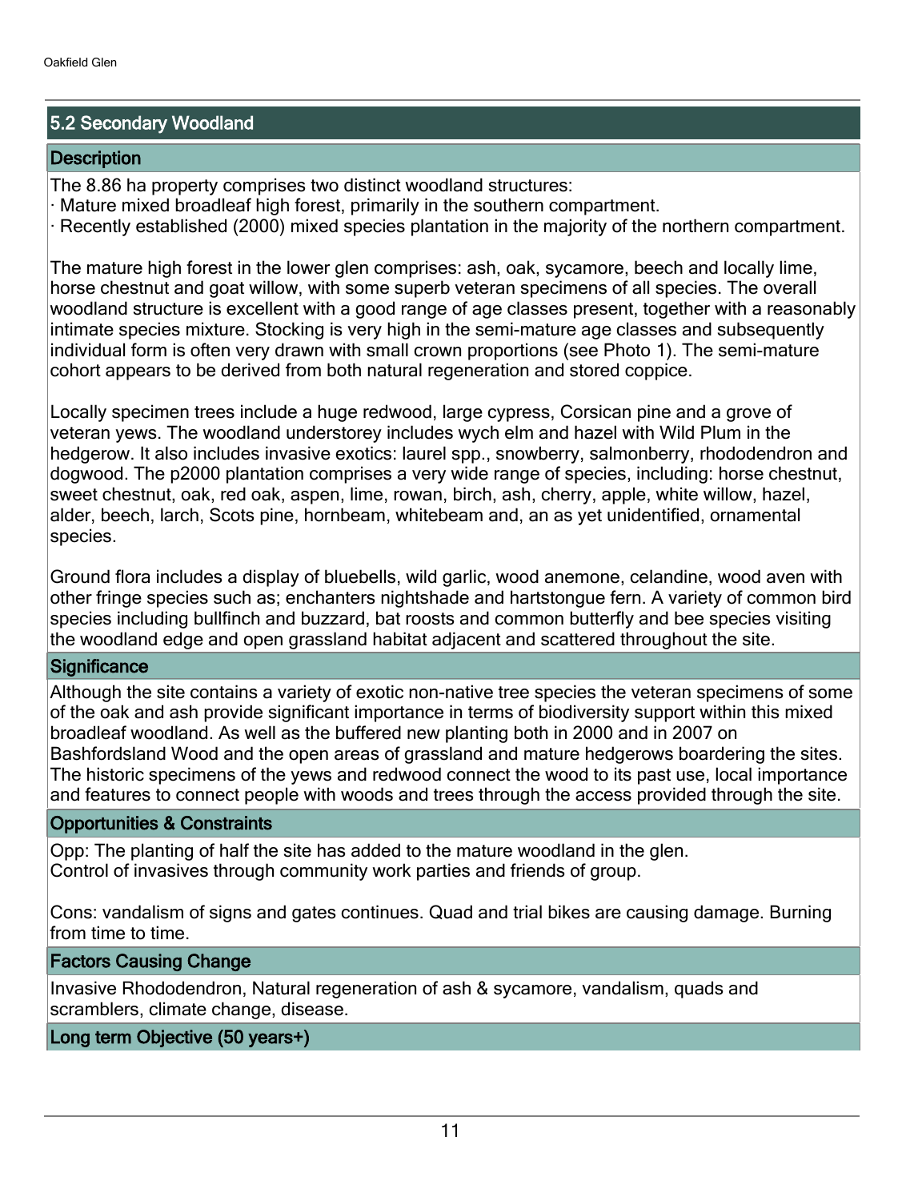## 5.2 Secondary Woodland

### Description

The 8.86 ha property comprises two distinct woodland structures:
· Mature mixed broadleaf high forest, primarily in the southern compartment.
· Recently established (2000) mixed species plantation in the majority of the northern compartment.

The mature high forest in the lower glen comprises: ash, oak, sycamore, beech and locally lime, horse chestnut and goat willow, with some superb veteran specimens of all species. The overall woodland structure is excellent with a good range of age classes present, together with a reasonably intimate species mixture. Stocking is very high in the semi-mature age classes and subsequently individual form is often very drawn with small crown proportions (see Photo 1). The semi-mature cohort appears to be derived from both natural regeneration and stored coppice.

Locally specimen trees include a huge redwood, large cypress, Corsican pine and a grove of veteran yews. The woodland understorey includes wych elm and hazel with Wild Plum in the hedgerow. It also includes invasive exotics: laurel spp., snowberry, salmonberry, rhododendron and dogwood. The p2000 plantation comprises a very wide range of species, including: horse chestnut, sweet chestnut, oak, red oak, aspen, lime, rowan, birch, ash, cherry, apple, white willow, hazel, alder, beech, larch, Scots pine, hornbeam, whitebeam and, an as yet unidentified, ornamental species.

Ground flora includes a display of bluebells, wild garlic, wood anemone, celandine, wood aven with other fringe species such as; enchanters nightshade and hartstongue fern. A variety of common bird species including bullfinch and buzzard, bat roosts and common butterfly and bee species visiting the woodland edge and open grassland habitat adjacent and scattered throughout the site.

### Significance

Although the site contains a variety of exotic non-native tree species the veteran specimens of some of the oak and ash provide significant importance in terms of biodiversity support within this mixed broadleaf woodland. As well as the buffered new planting both in 2000 and in 2007 on Bashfordsland Wood and the open areas of grassland and mature hedgerows boardering the sites. The historic specimens of the yews and redwood connect the wood to its past use, local importance and features to connect people with woods and trees through the access provided through the site.

### Opportunities & Constraints

Opp: The planting of half the site has added to the mature woodland in the glen.
Control of invasives through community work parties and friends of group.

Cons: vandalism of signs and gates continues. Quad and trial bikes are causing damage. Burning from time to time.

### Factors Causing Change

Invasive Rhododendron, Natural regeneration of ash & sycamore, vandalism, quads and scramblers, climate change, disease.

### Long term Objective (50 years+)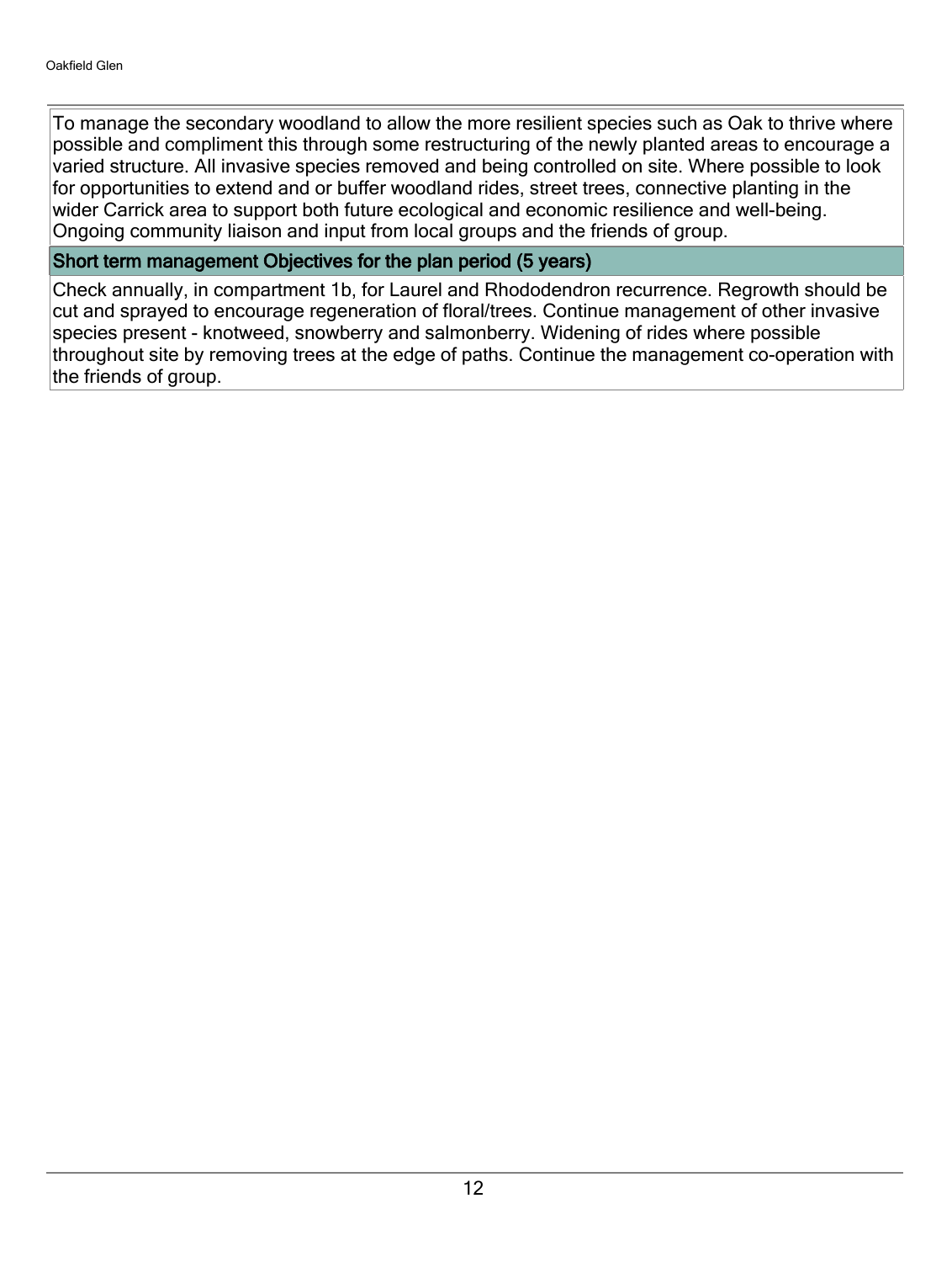To manage the secondary woodland to allow the more resilient species such as Oak to thrive where possible and compliment this through some restructuring of the newly planted areas to encourage a varied structure. All invasive species removed and being controlled on site. Where possible to look for opportunities to extend and or buffer woodland rides, street trees, connective planting in the wider Carrick area to support both future ecological and economic resilience and well-being. Ongoing community liaison and input from local groups and the friends of group.

## Short term management Objectives for the plan period (5 years)

Check annually, in compartment 1b, for Laurel and Rhododendron recurrence. Regrowth should be cut and sprayed to encourage regeneration of floral/trees. Continue management of other invasive species present - knotweed, snowberry and salmonberry. Widening of rides where possible throughout site by removing trees at the edge of paths. Continue the management co-operation with the friends of group.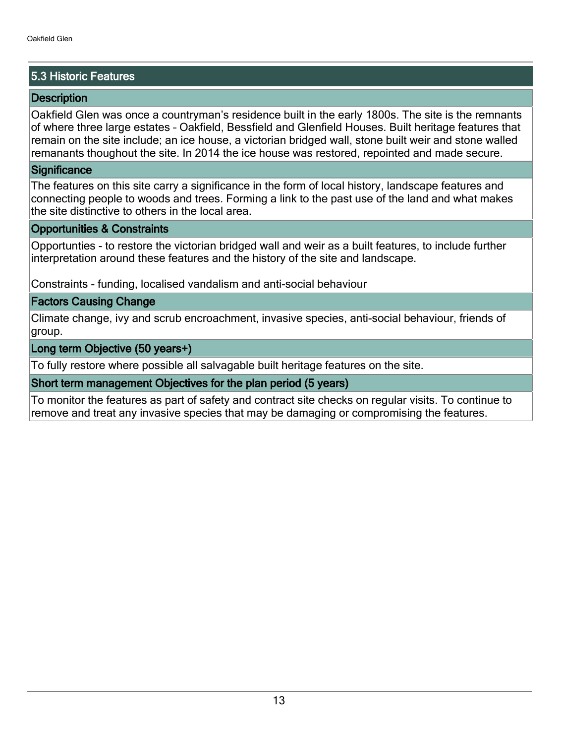## 5.3 Historic Features

### Description

Oakfield Glen was once a countryman's residence built in the early 1800s. The site is the remnants of where three large estates – Oakfield, Bessfield and Glenfield Houses. Built heritage features that remain on the site include; an ice house, a victorian bridged wall, stone built weir and stone walled remanants thoughout the site. In 2014 the ice house was restored, repointed and made secure.

### Significance

The features on this site carry a significance in the form of local history, landscape features and connecting people to woods and trees. Forming a link to the past use of the land and what makes the site distinctive to others in the local area.

### Opportunities & Constraints

Opportunties - to restore the victorian bridged wall and weir as a built features, to include further interpretation around these features and the history of the site and landscape.

Constraints - funding, localised vandalism and anti-social behaviour

### Factors Causing Change

Climate change, ivy and scrub encroachment, invasive species, anti-social behaviour, friends of group.

### Long term Objective (50 years+)

To fully restore where possible all salvagable built heritage features on the site.

### Short term management Objectives for the plan period (5 years)

To monitor the features as part of safety and contract site checks on regular visits. To continue to remove and treat any invasive species that may be damaging or compromising the features.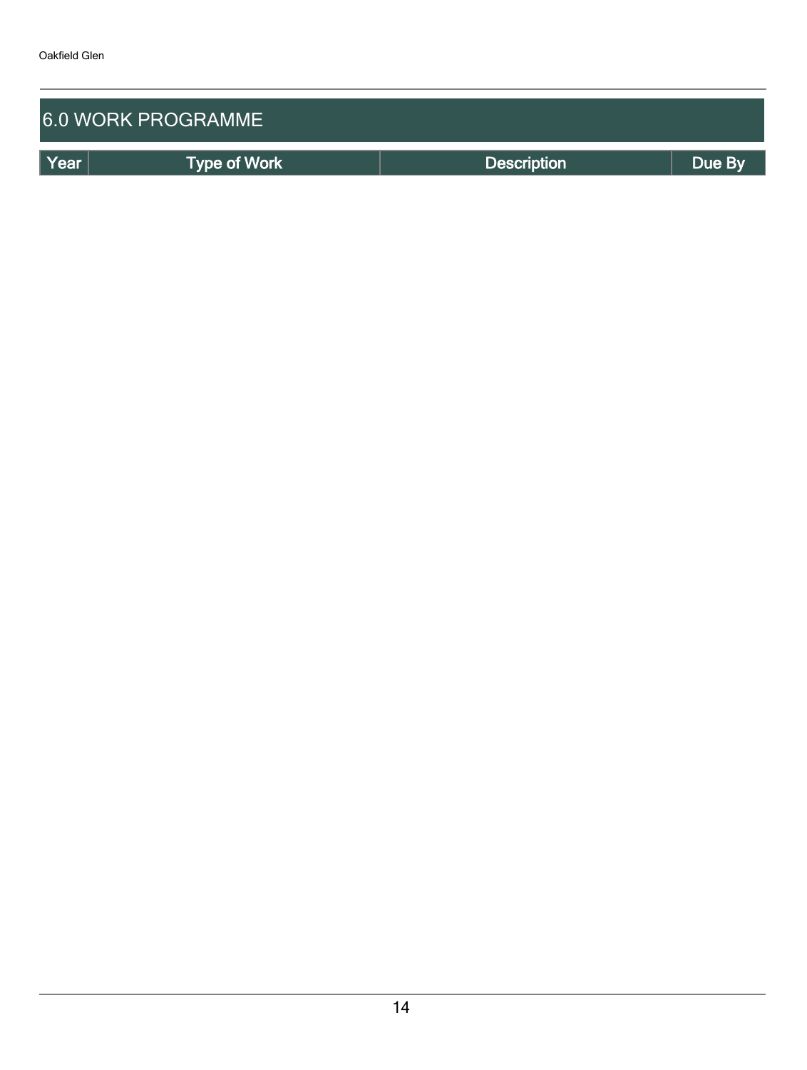# 6.0 WORK PROGRAMME

| Year | Type of Work | Description | Due By |
| --- | --- | --- | --- |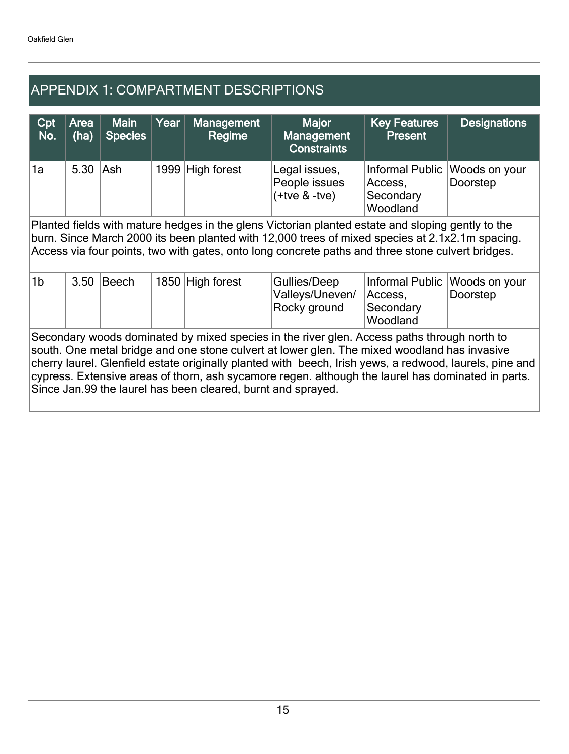## APPENDIX 1: COMPARTMENT DESCRIPTIONS

| Cpt No. | Area (ha) | Main Species | Year | Management Regime | Major Management Constraints | Key Features Present | Designations |
|---|---|---|---|---|---|---|---|
| 1a | 5.30 | Ash | 1999 | High forest | Legal issues, People issues (+tve & -tve) | Informal Public Access, Secondary Woodland | Woods on your Doorstep |
| Planted fields with mature hedges in the glens Victorian planted estate and sloping gently to the burn. Since March 2000 its been planted with 12,000 trees of mixed species at 2.1x2.1m spacing. Access via four points, two with gates, onto long concrete paths and three stone culvert bridges. | | | | | | | |
| 1b | 3.50 | Beech | 1850 | High forest | Gullies/Deep Valleys/Uneven/ Rocky ground | Informal Public Access, Secondary Woodland | Woods on your Doorstep |
| Secondary woods dominated by mixed species in the river glen. Access paths through north to south. One metal bridge and one stone culvert at lower glen. The mixed woodland has invasive cherry laurel. Glenfield estate originally planted with beech, Irish yews, a redwood, laurels, pine and cypress. Extensive areas of thorn, ash sycamore regen. although the laurel has dominated in parts. Since Jan.99 the laurel has been cleared, burnt and sprayed. | | | | | | | |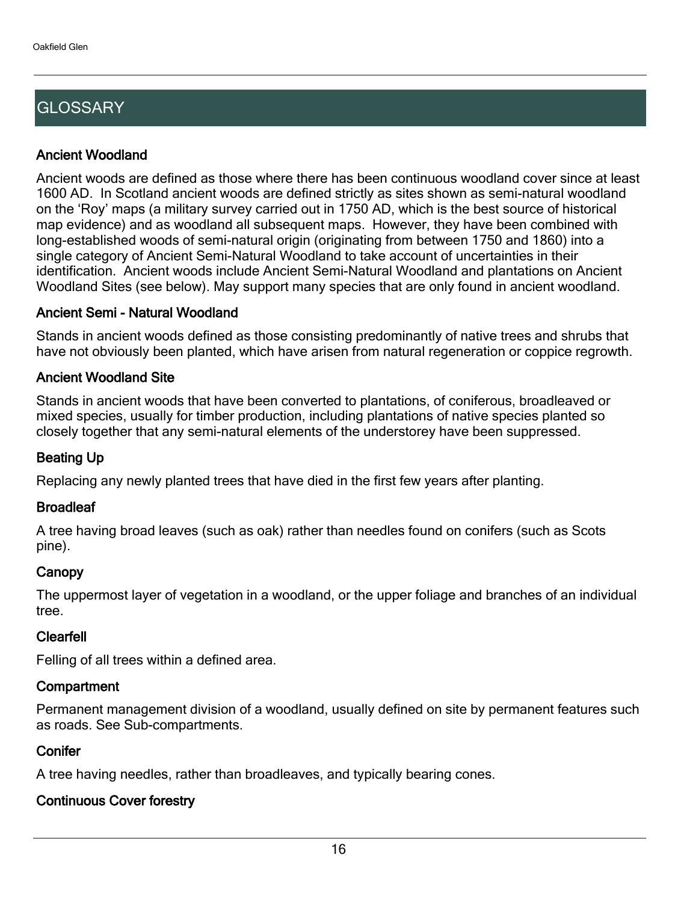# GLOSSARY

### Ancient Woodland

Ancient woods are defined as those where there has been continuous woodland cover since at least 1600 AD. In Scotland ancient woods are defined strictly as sites shown as semi-natural woodland on the 'Roy' maps (a military survey carried out in 1750 AD, which is the best source of historical map evidence) and as woodland all subsequent maps. However, they have been combined with long-established woods of semi-natural origin (originating from between 1750 and 1860) into a single category of Ancient Semi-Natural Woodland to take account of uncertainties in their identification. Ancient woods include Ancient Semi-Natural Woodland and plantations on Ancient Woodland Sites (see below). May support many species that are only found in ancient woodland.

### Ancient Semi - Natural Woodland

Stands in ancient woods defined as those consisting predominantly of native trees and shrubs that have not obviously been planted, which have arisen from natural regeneration or coppice regrowth.

### Ancient Woodland Site

Stands in ancient woods that have been converted to plantations, of coniferous, broadleaved or mixed species, usually for timber production, including plantations of native species planted so closely together that any semi-natural elements of the understorey have been suppressed.

### Beating Up

Replacing any newly planted trees that have died in the first few years after planting.

### Broadleaf

A tree having broad leaves (such as oak) rather than needles found on conifers (such as Scots pine).

### Canopy

The uppermost layer of vegetation in a woodland, or the upper foliage and branches of an individual tree.

### Clearfell

Felling of all trees within a defined area.

### Compartment

Permanent management division of a woodland, usually defined on site by permanent features such as roads. See Sub-compartments.

### Conifer

A tree having needles, rather than broadleaves, and typically bearing cones.

### Continuous Cover forestry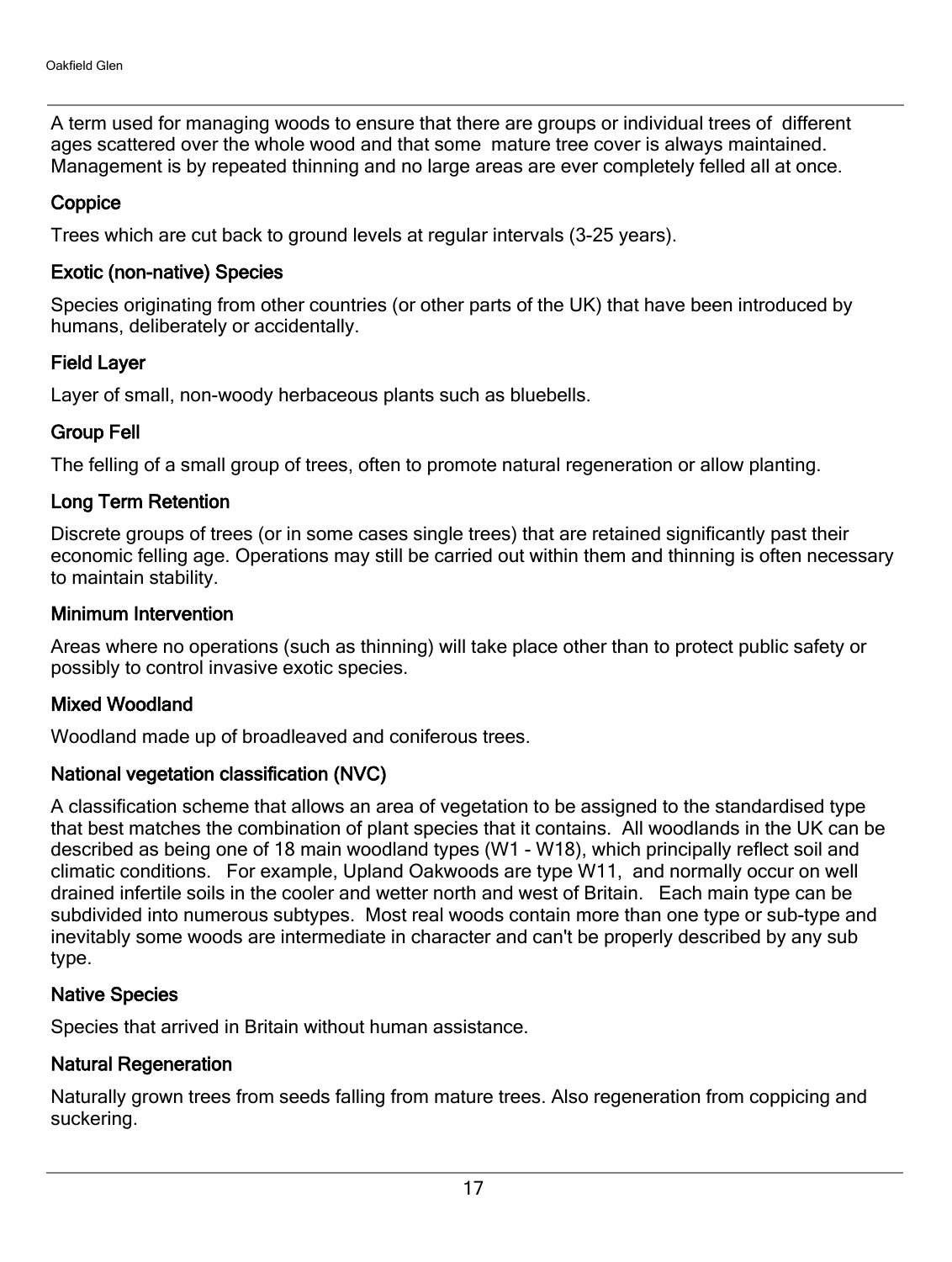A term used for managing woods to ensure that there are groups or individual trees of different ages scattered over the whole wood and that some mature tree cover is always maintained. Management is by repeated thinning and no large areas are ever completely felled all at once.

### Coppice

Trees which are cut back to ground levels at regular intervals (3-25 years).

### Exotic (non-native) Species

Species originating from other countries (or other parts of the UK) that have been introduced by humans, deliberately or accidentally.

### Field Layer

Layer of small, non-woody herbaceous plants such as bluebells.

### Group Fell

The felling of a small group of trees, often to promote natural regeneration or allow planting.

### Long Term Retention

Discrete groups of trees (or in some cases single trees) that are retained significantly past their economic felling age. Operations may still be carried out within them and thinning is often necessary to maintain stability.

### Minimum Intervention

Areas where no operations (such as thinning) will take place other than to protect public safety or possibly to control invasive exotic species.

### Mixed Woodland

Woodland made up of broadleaved and coniferous trees.

### National vegetation classification (NVC)

A classification scheme that allows an area of vegetation to be assigned to the standardised type that best matches the combination of plant species that it contains. All woodlands in the UK can be described as being one of 18 main woodland types (W1 - W18), which principally reflect soil and climatic conditions. For example, Upland Oakwoods are type W11, and normally occur on well drained infertile soils in the cooler and wetter north and west of Britain. Each main type can be subdivided into numerous subtypes. Most real woods contain more than one type or sub-type and inevitably some woods are intermediate in character and can't be properly described by any sub type.

### Native Species

Species that arrived in Britain without human assistance.

### Natural Regeneration

Naturally grown trees from seeds falling from mature trees. Also regeneration from coppicing and suckering.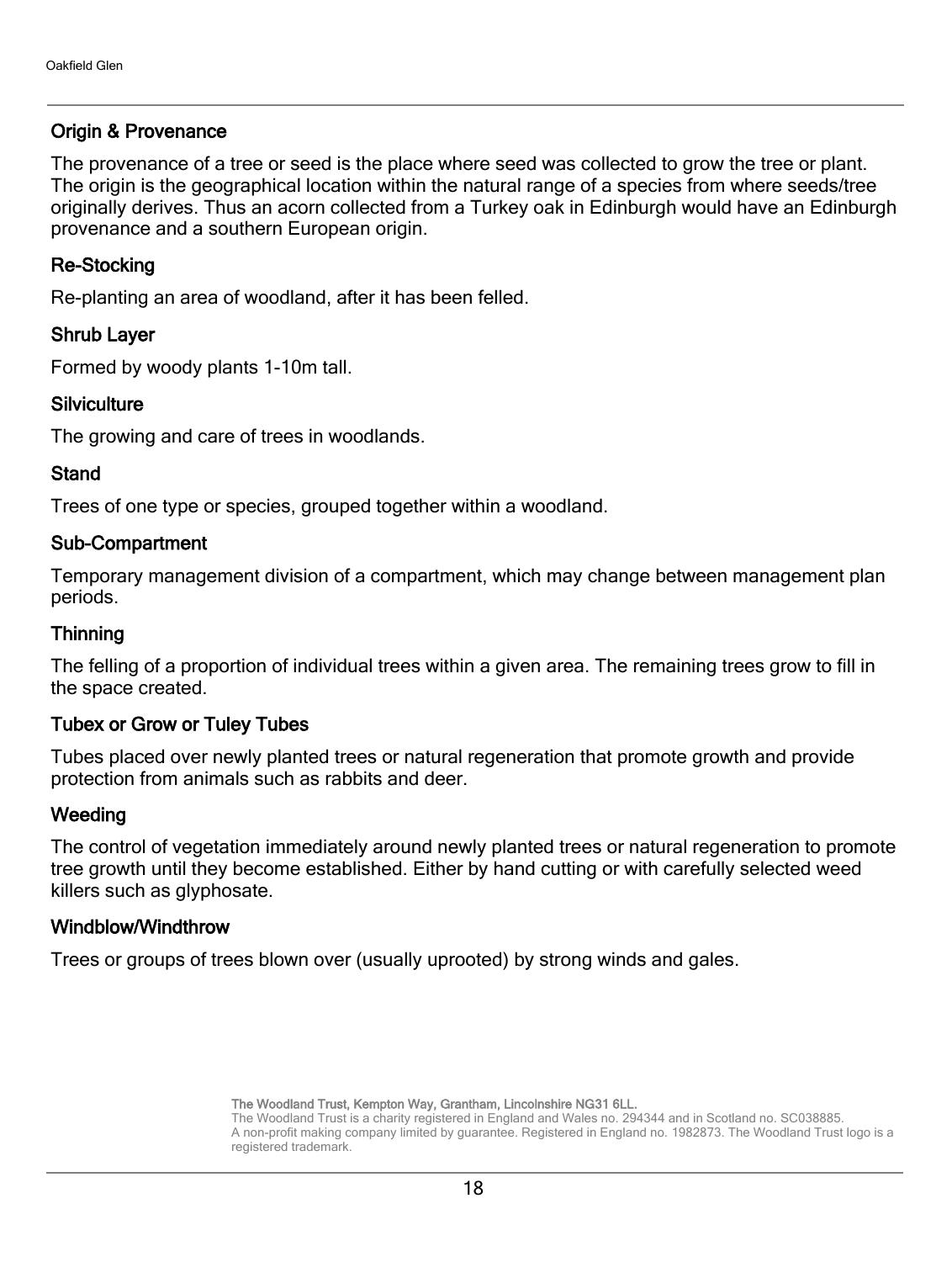### Origin & Provenance

The provenance of a tree or seed is the place where seed was collected to grow the tree or plant. The origin is the geographical location within the natural range of a species from where seeds/tree originally derives. Thus an acorn collected from a Turkey oak in Edinburgh would have an Edinburgh provenance and a southern European origin.

### Re-Stocking

Re-planting an area of woodland, after it has been felled.

### Shrub Layer

Formed by woody plants 1-10m tall.

### Silviculture

The growing and care of trees in woodlands.

### Stand

Trees of one type or species, grouped together within a woodland.

### Sub-Compartment

Temporary management division of a compartment, which may change between management plan periods.

### Thinning

The felling of a proportion of individual trees within a given area. The remaining trees grow to fill in the space created.

### Tubex or Grow or Tuley Tubes

Tubes placed over newly planted trees or natural regeneration that promote growth and provide protection from animals such as rabbits and deer.

### Weeding

The control of vegetation immediately around newly planted trees or natural regeneration to promote tree growth until they become established. Either by hand cutting or with carefully selected weed killers such as glyphosate.

### Windblow/Windthrow

Trees or groups of trees blown over (usually uprooted) by strong winds and gales.

**The Woodland Trust, Kempton Way, Grantham, Lincolnshire NG31 6LL.**
The Woodland Trust is a charity registered in England and Wales no. 294344 and in Scotland no. SC038885. A non-profit making company limited by guarantee. Registered in England no. 1982873. The Woodland Trust logo is a registered trademark.